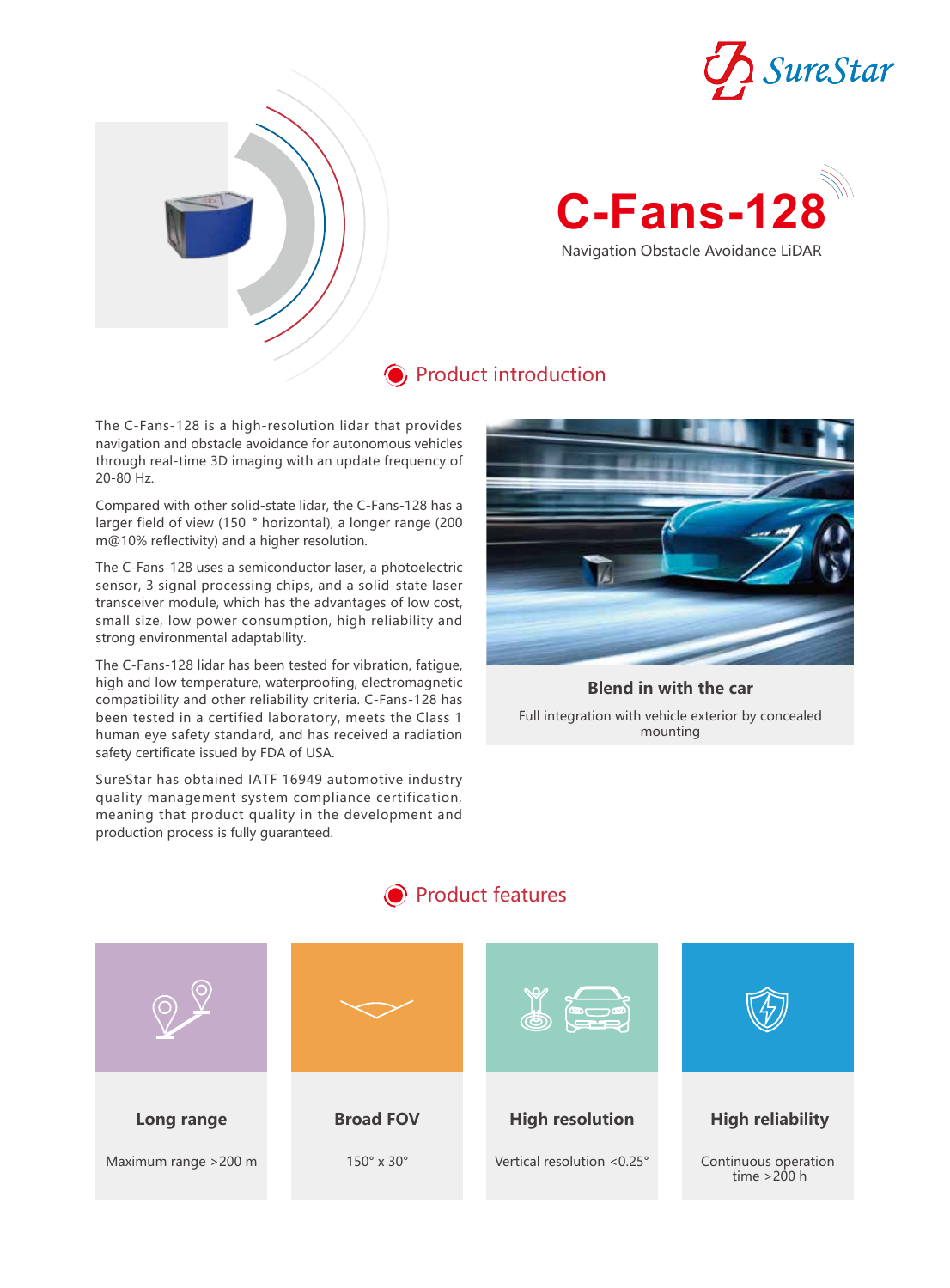SureStar

# C-Fans-128

Navigation Obstacle Avoidance LiDAR

## Product introduction

The C-Fans-128 is a high-resolution lidar that provides navigation and obstacle avoidance for autonomous vehicles through real-time 3D imaging with an update frequency of 20-80 Hz.

Compared with other solid-state lidar, the C-Fans-128 has a larger field of view (150 ° horizontal), a longer range (200 m@10% reflectivity) and a higher resolution.

The C-Fans-128 uses a semiconductor laser, a photoelectric sensor, 3 signal processing chips, and a solid-state laser transceiver module, which has the advantages of low cost, small size, low power consumption, high reliability and strong environmental adaptability.

The C-Fans-128 lidar has been tested for vibration, fatigue, high and low temperature, waterproofing, electromagnetic compatibility and other reliability criteria. C-Fans-128 has been tested in a certified laboratory, meets the Class 1 human eye safety standard, and has received a radiation safety certificate issued by FDA of USA.

SureStar has obtained IATF 16949 automotive industry quality management system compliance certification, meaning that product quality in the development and production process is fully guaranteed.

**Blend in with the car**

Full integration with vehicle exterior by concealed mounting

## Product features

**Long range**

Maximum range >200 m

**Broad FOV**

150° x 30°

**High resolution**

Vertical resolution <0.25°

**High reliability**

Continuous operation time >200 h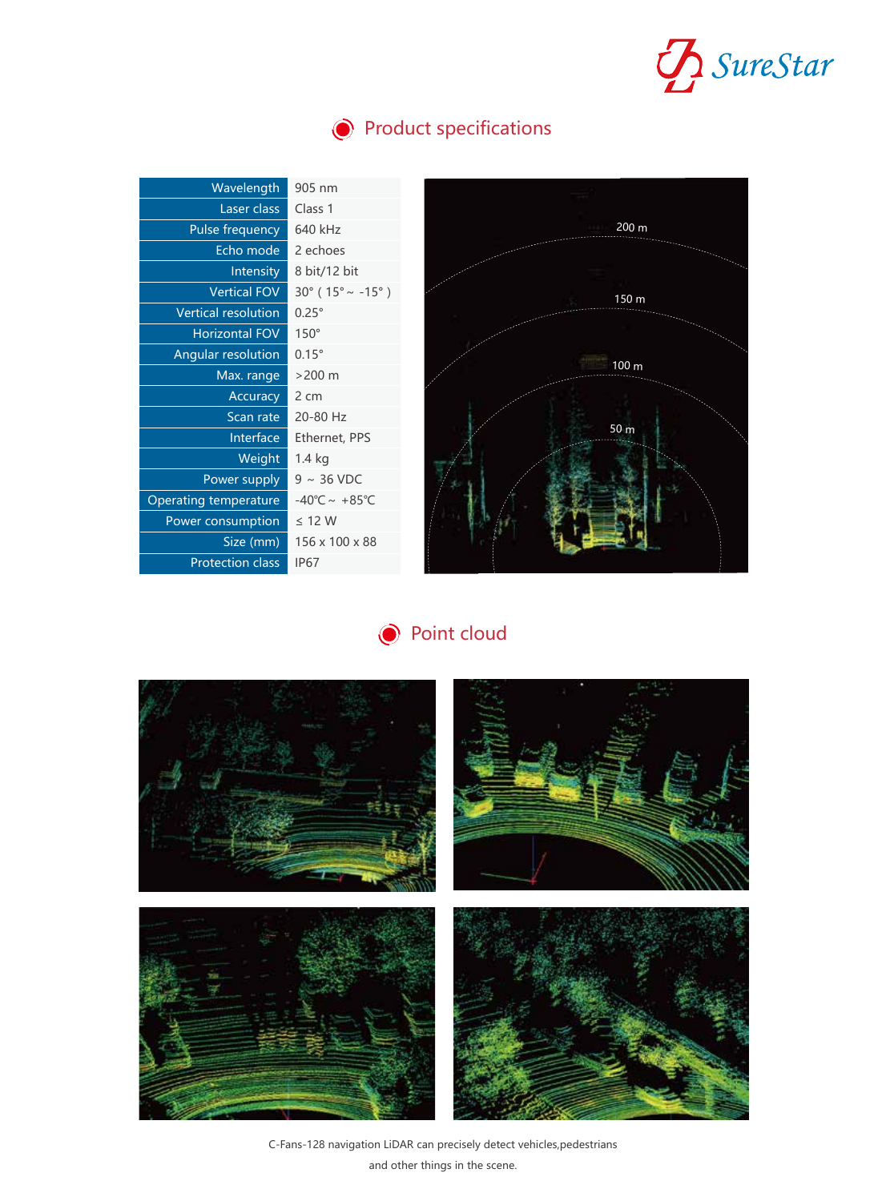## Product specifications

| | |
|---|---|
| Wavelength | 905 nm |
| Laser class | Class 1 |
| Pulse frequency | 640 kHz |
| Echo mode | 2 echoes |
| Intensity | 8 bit/12 bit |
| Vertical FOV | 30° ( 15° ~ -15° ) |
| Vertical resolution | 0.25° |
| Horizontal FOV | 150° |
| Angular resolution | 0.15° |
| Max. range | >200 m |
| Accuracy | 2 cm |
| Scan rate | 20-80 Hz |
| Interface | Ethernet, PPS |
| Weight | 1.4 kg |
| Power supply | 9 ~ 36 VDC |
| Operating temperature | -40℃ ~ +85℃ |
| Power consumption | ≤ 12 W |
| Size (mm) | 156 x 100 x 88 |
| Protection class | IP67 |

200 m
150 m
100 m
50 m

## Point cloud

C-Fans-128 navigation LiDAR can precisely detect vehicles,pedestrians and other things in the scene.